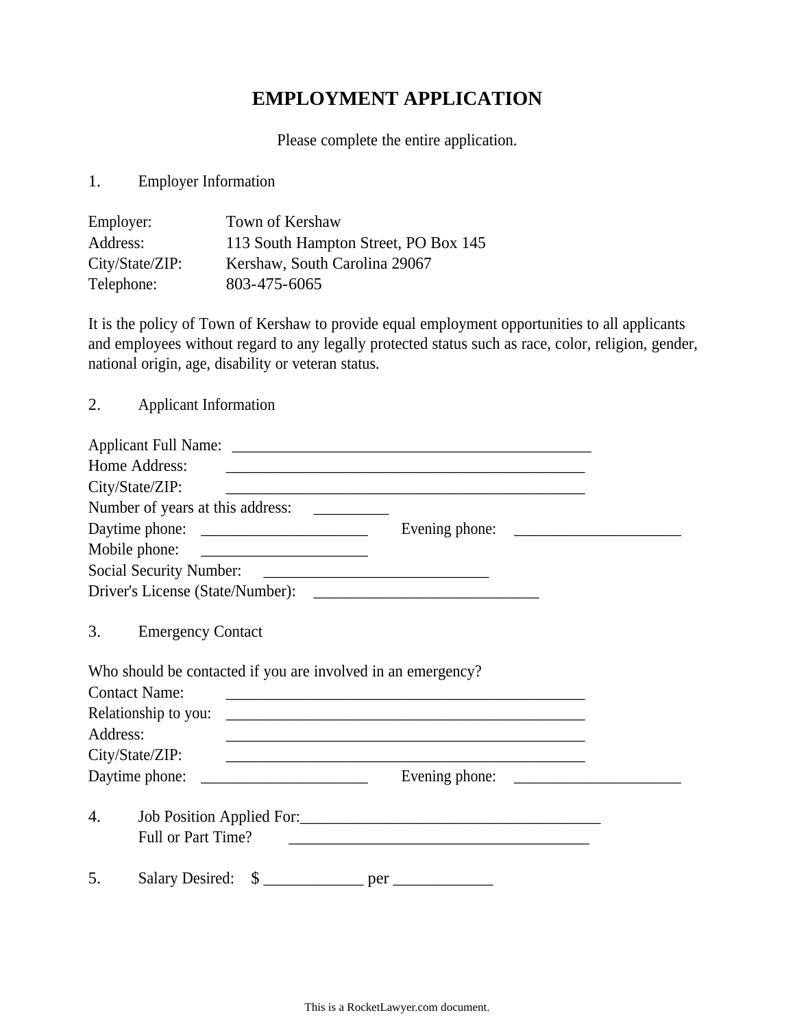# EMPLOYMENT APPLICATION

Please complete the entire application.

1. Employer Information

Employer: Town of Kershaw
Address: 113 South Hampton Street, PO Box 145
City/State/ZIP: Kershaw, South Carolina 29067
Telephone: 803-475-6065

It is the policy of Town of Kershaw to provide equal employment opportunities to all applicants and employees without regard to any legally protected status such as race, color, religion, gender, national origin, age, disability or veteran status.

2. Applicant Information

Applicant Full Name: ________________________________________________
Home Address: ________________________________________________
City/State/ZIP: ________________________________________________
Number of years at this address: __________
Daytime phone: ______________________ Evening phone: ______________________
Mobile phone: ______________________
Social Security Number: _____________________________
Driver's License (State/Number): _____________________________

3. Emergency Contact

Who should be contacted if you are involved in an emergency?
Contact Name: ________________________________________________
Relationship to you: ________________________________________________
Address: ________________________________________________
City/State/ZIP: ________________________________________________
Daytime phone: ______________________ Evening phone: ______________________

4. Job Position Applied For: ________________________________________
Full or Part Time? ________________________________________

5. Salary Desired: $ _____________ per _____________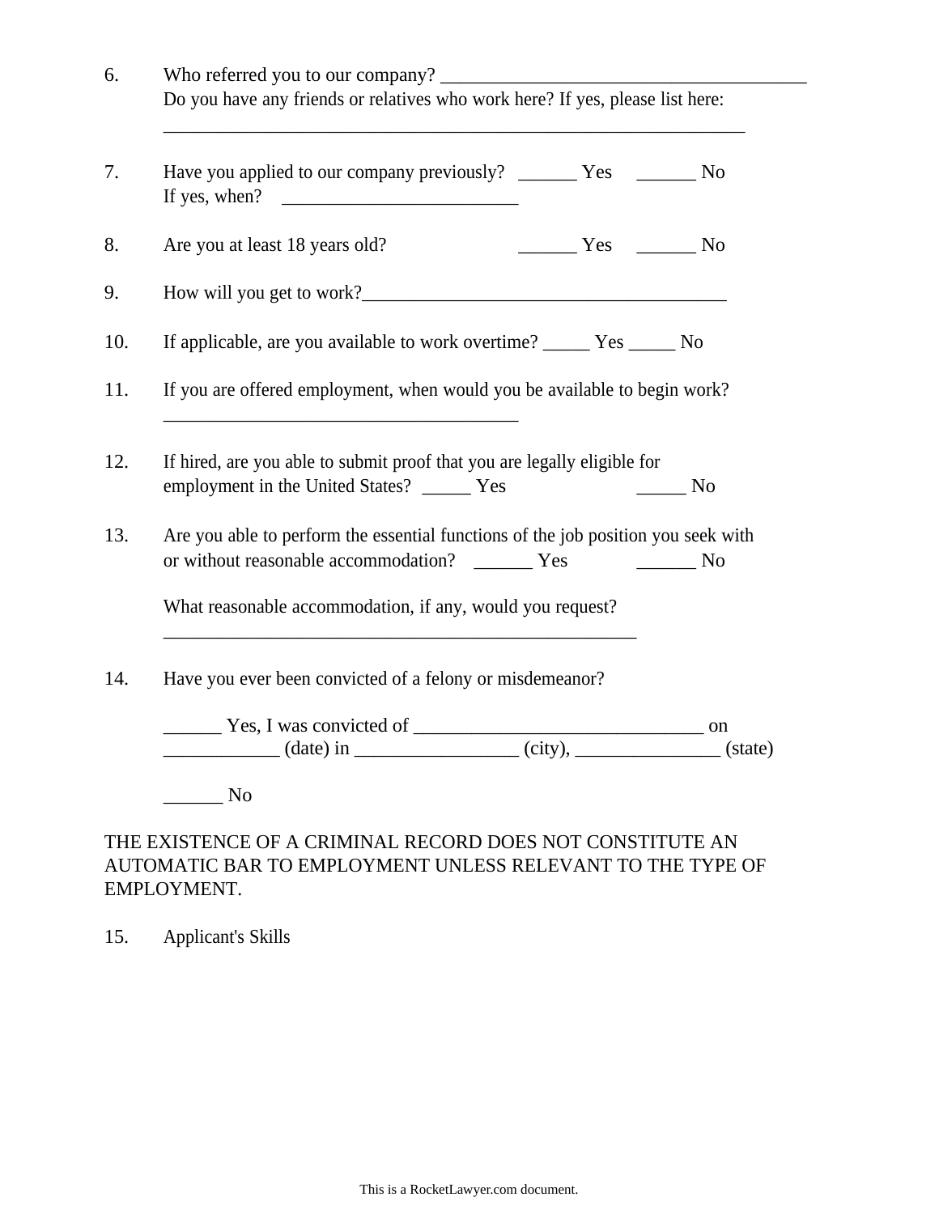6. Who referred you to our company? ________________________________________
   Do you have any friends or relatives who work here? If yes, please list here:
   _________________________________________________________________

7. Have you applied to our company previously? ______ Yes ______ No
   If yes, when? __________________________

8. Are you at least 18 years old? ______ Yes ______ No

9. How will you get to work?________________________________________

10. If applicable, are you available to work overtime? _____ Yes _____ No

11. If you are offered employment, when would you be available to begin work?
    _______________________________________

12. If hired, are you able to submit proof that you are legally eligible for employment in the United States? _____ Yes _____ No

13. Are you able to perform the essential functions of the job position you seek with or without reasonable accommodation? ______ Yes ______ No

    What reasonable accommodation, if any, would you request?
    ____________________________________________________

14. Have you ever been convicted of a felony or misdemeanor?

    ______ Yes, I was convicted of ________________________________ on ____________ (date) in _________________ (city), _______________ (state)

    ______ No

THE EXISTENCE OF A CRIMINAL RECORD DOES NOT CONSTITUTE AN AUTOMATIC BAR TO EMPLOYMENT UNLESS RELEVANT TO THE TYPE OF EMPLOYMENT.

15. Applicant's Skills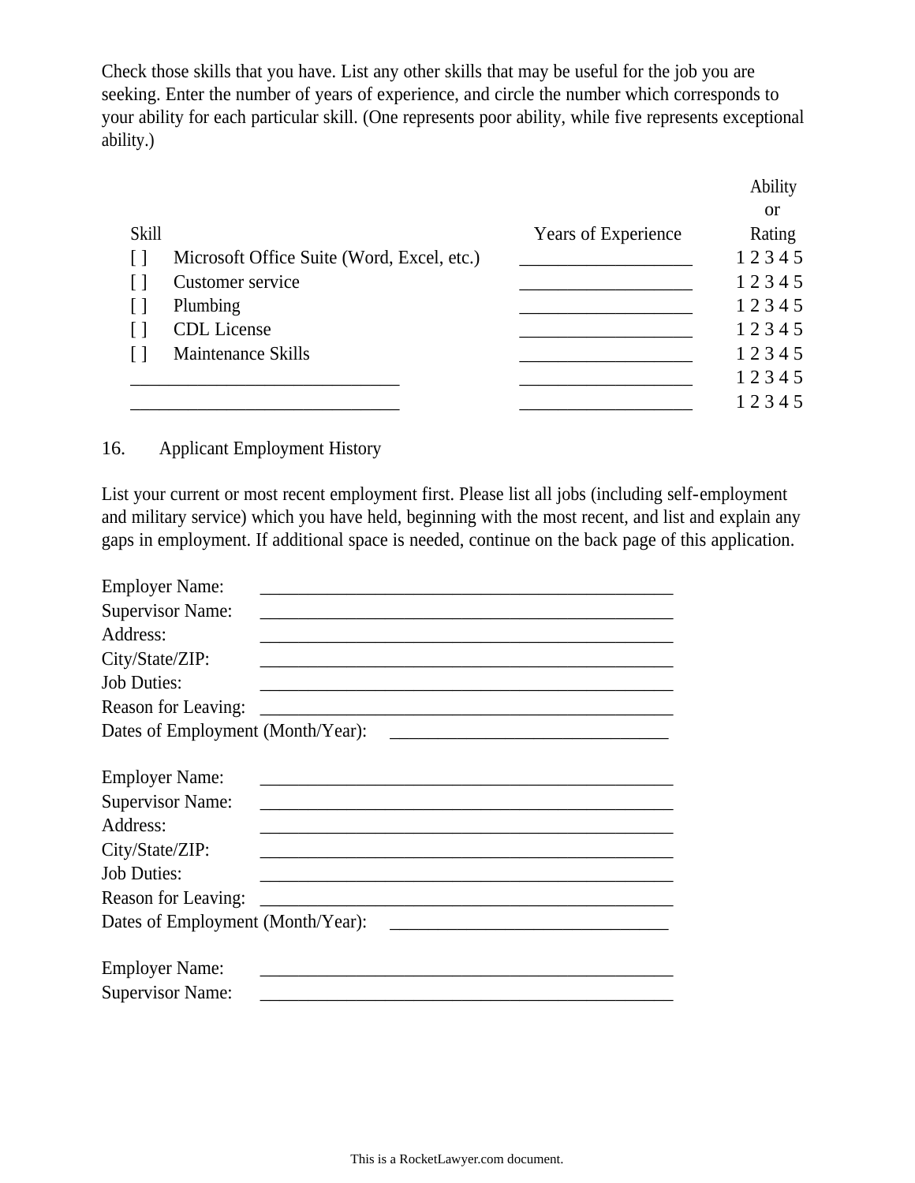Check those skills that you have. List any other skills that may be useful for the job you are seeking. Enter the number of years of experience, and circle the number which corresponds to your ability for each particular skill. (One represents poor ability, while five represents exceptional ability.)

| Skill | | Years of Experience | Ability or Rating |
|---|---|---|---|
| [ ] | Microsoft Office Suite (Word, Excel, etc.) | ___________________ | 1 2 3 4 5 |
| [ ] | Customer service | ___________________ | 1 2 3 4 5 |
| [ ] | Plumbing | ___________________ | 1 2 3 4 5 |
| [ ] | CDL License | ___________________ | 1 2 3 4 5 |
| [ ] | Maintenance Skills | ___________________ | 1 2 3 4 5 |
| ______________________________ | | ___________________ | 1 2 3 4 5 |
| ______________________________ | | ___________________ | 1 2 3 4 5 |

16. Applicant Employment History

List your current or most recent employment first. Please list all jobs (including self-employment and military service) which you have held, beginning with the most recent, and list and explain any gaps in employment. If additional space is needed, continue on the back page of this application.

Employer Name: _______________________________________________
Supervisor Name: _______________________________________________
Address: _______________________________________________
City/State/ZIP: _______________________________________________
Job Duties: _______________________________________________
Reason for Leaving: _______________________________________________
Dates of Employment (Month/Year): _______________________________

Employer Name: _______________________________________________
Supervisor Name: _______________________________________________
Address: _______________________________________________
City/State/ZIP: _______________________________________________
Job Duties: _______________________________________________
Reason for Leaving: _______________________________________________
Dates of Employment (Month/Year): _______________________________

Employer Name: _______________________________________________
Supervisor Name: _______________________________________________

This is a RocketLawyer.com document.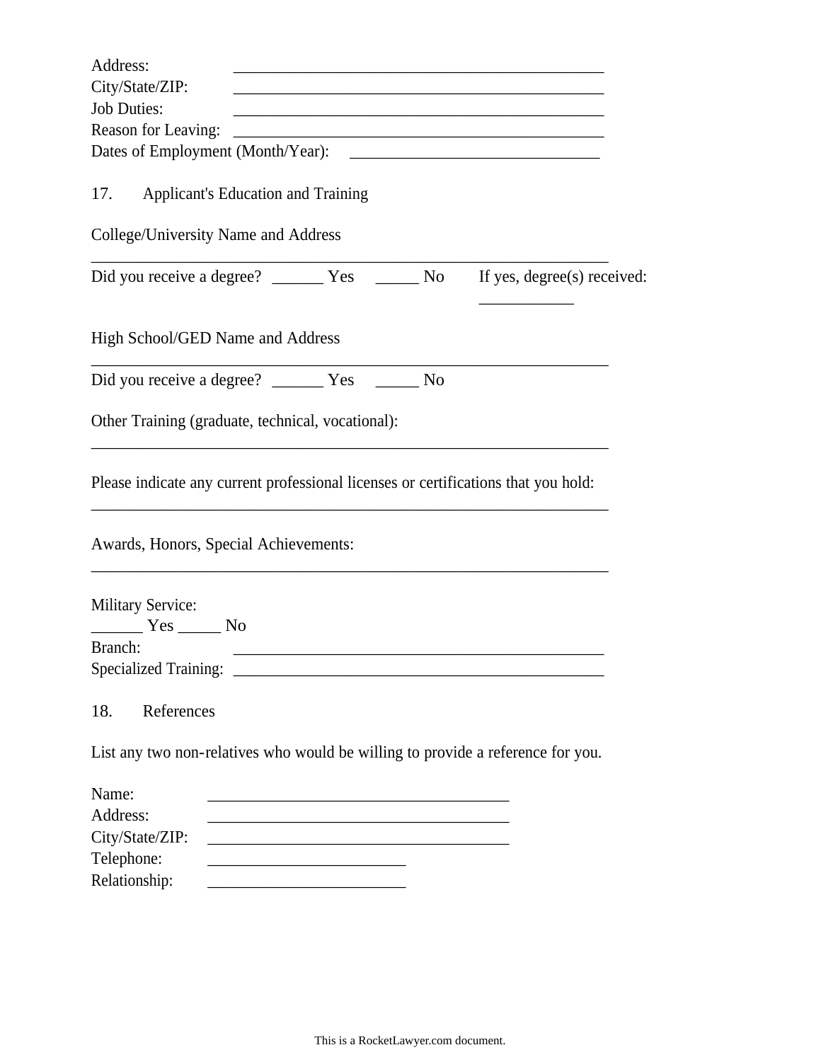Address: ______________________________________________

City/State/ZIP: ______________________________________________

Job Duties: ______________________________________________

Reason for Leaving: ______________________________________________

Dates of Employment (Month/Year): ______________________________

17. Applicant's Education and Training

College/University Name and Address

_________________________________________________________________

Did you receive a degree? ______ Yes _____ No If yes, degree(s) received: ___________

High School/GED Name and Address

_________________________________________________________________

Did you receive a degree? ______ Yes _____ No

Other Training (graduate, technical, vocational):

_________________________________________________________________

Please indicate any current professional licenses or certifications that you hold:

_________________________________________________________________

Awards, Honors, Special Achievements:

_________________________________________________________________

Military Service:

______ Yes _____ No

Branch: ______________________________________________

Specialized Training: ______________________________________________

18. References

List any two non-relatives who would be willing to provide a reference for you.

Name: _____________________________________

Address: _____________________________________

City/State/ZIP: _____________________________________

Telephone: ________________________

Relationship: ________________________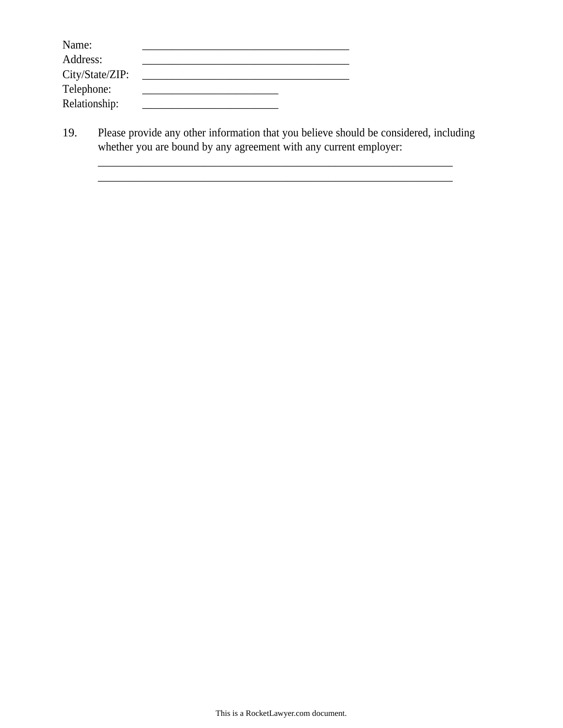Name: _____________________________________
Address: _____________________________________
City/State/ZIP: _____________________________________
Telephone: _________________________
Relationship: _________________________

19. Please provide any other information that you believe should be considered, including whether you are bound by any agreement with any current employer:
_________________________________________________________________
_________________________________________________________________

This is a RocketLawyer.com document.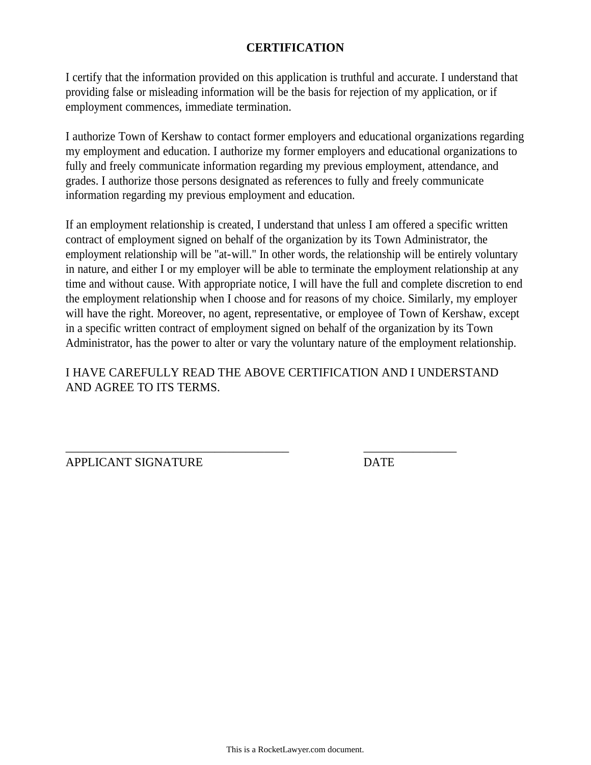## CERTIFICATION

I certify that the information provided on this application is truthful and accurate. I understand that providing false or misleading information will be the basis for rejection of my application, or if employment commences, immediate termination.

I authorize Town of Kershaw to contact former employers and educational organizations regarding my employment and education. I authorize my former employers and educational organizations to fully and freely communicate information regarding my previous employment, attendance, and grades. I authorize those persons designated as references to fully and freely communicate information regarding my previous employment and education.

If an employment relationship is created, I understand that unless I am offered a specific written contract of employment signed on behalf of the organization by its Town Administrator, the employment relationship will be "at-will." In other words, the relationship will be entirely voluntary in nature, and either I or my employer will be able to terminate the employment relationship at any time and without cause. With appropriate notice, I will have the full and complete discretion to end the employment relationship when I choose and for reasons of my choice. Similarly, my employer will have the right. Moreover, no agent, representative, or employee of Town of Kershaw, except in a specific written contract of employment signed on behalf of the organization by its Town Administrator, has the power to alter or vary the voluntary nature of the employment relationship.

I HAVE CAREFULLY READ THE ABOVE CERTIFICATION AND I UNDERSTAND AND AGREE TO ITS TERMS.

______________________________________ ________________

APPLICANT SIGNATURE DATE

This is a RocketLawyer.com document.